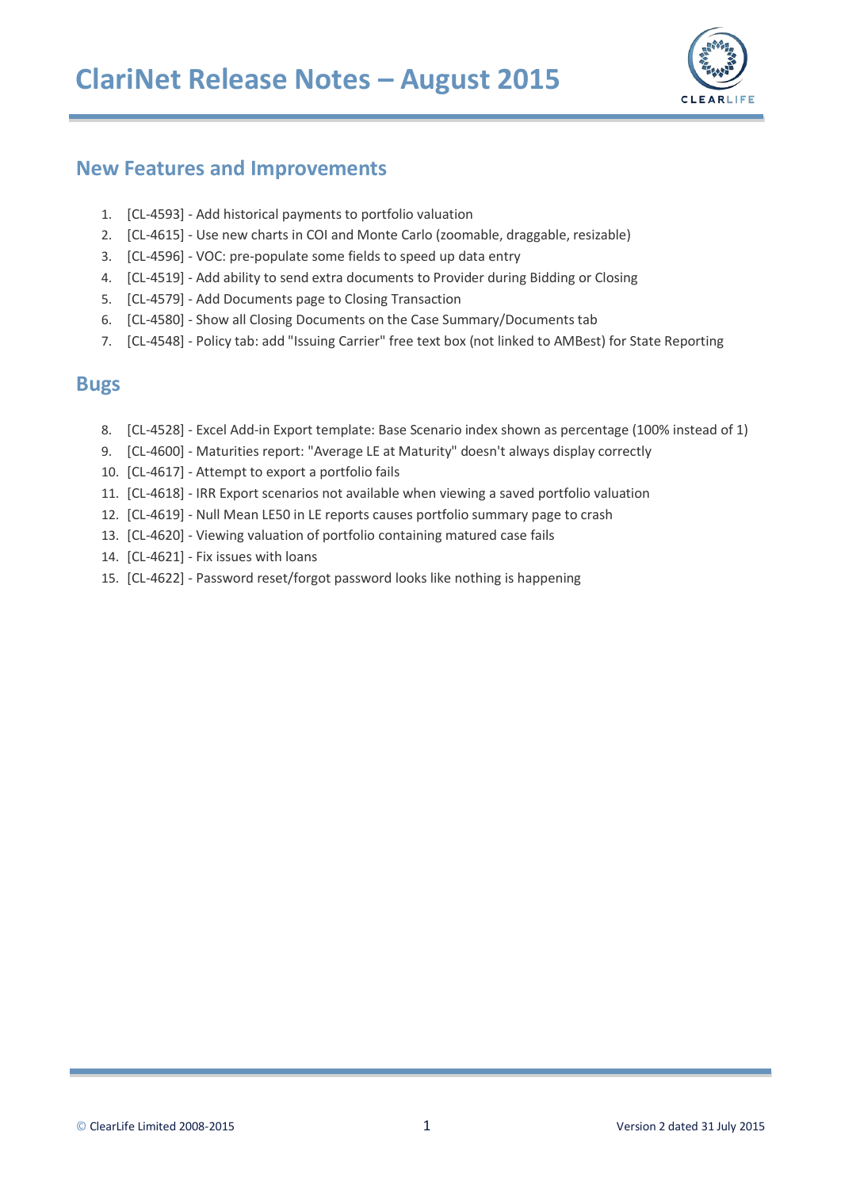# ClariNet Release Notes – August 2015

## New Features and Improvements

1. [CL-4593] - Add historical payments to portfolio valuation
2. [CL-4615] - Use new charts in COI and Monte Carlo (zoomable, draggable, resizable)
3. [CL-4596] - VOC: pre-populate some fields to speed up data entry
4. [CL-4519] - Add ability to send extra documents to Provider during Bidding or Closing
5. [CL-4579] - Add Documents page to Closing Transaction
6. [CL-4580] - Show all Closing Documents on the Case Summary/Documents tab
7. [CL-4548] - Policy tab: add "Issuing Carrier" free text box (not linked to AMBest) for State Reporting

## Bugs

8. [CL-4528] - Excel Add-in Export template: Base Scenario index shown as percentage (100% instead of 1)
9. [CL-4600] - Maturities report: "Average LE at Maturity" doesn't always display correctly
10. [CL-4617] - Attempt to export a portfolio fails
11. [CL-4618] - IRR Export scenarios not available when viewing a saved portfolio valuation
12. [CL-4619] - Null Mean LE50 in LE reports causes portfolio summary page to crash
13. [CL-4620] - Viewing valuation of portfolio containing matured case fails
14. [CL-4621] - Fix issues with loans
15. [CL-4622] - Password reset/forgot password looks like nothing is happening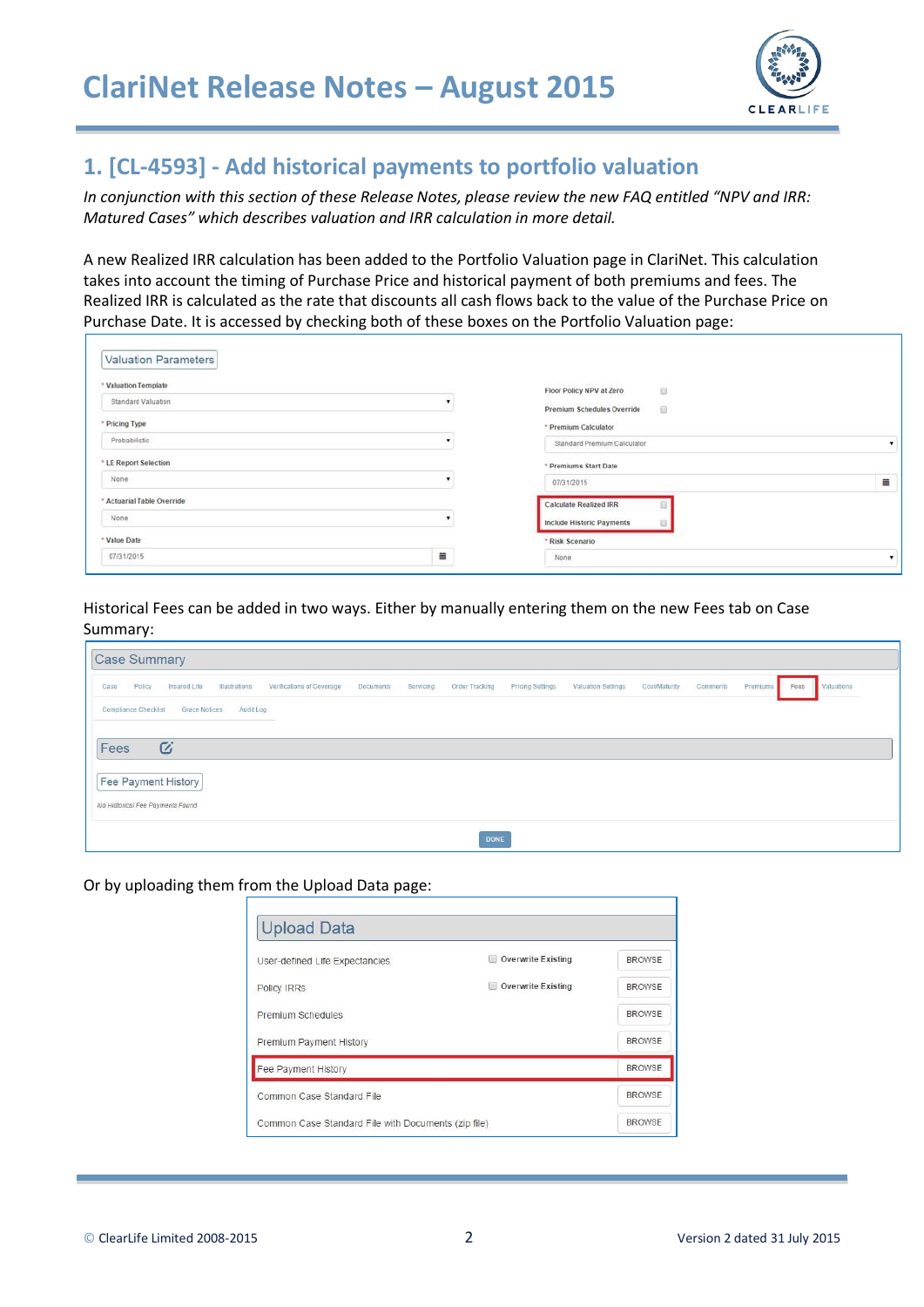## 1. [CL-4593] - Add historical payments to portfolio valuation

*In conjunction with this section of these Release Notes, please review the new FAQ entitled "NPV and IRR: Matured Cases" which describes valuation and IRR calculation in more detail.*

A new Realized IRR calculation has been added to the Portfolio Valuation page in ClariNet. This calculation takes into account the timing of Purchase Price and historical payment of both premiums and fees. The Realized IRR is calculated as the rate that discounts all cash flows back to the value of the Purchase Price on Purchase Date. It is accessed by checking both of these boxes on the Portfolio Valuation page:

Historical Fees can be added in two ways. Either by manually entering them on the new Fees tab on Case Summary:

Or by uploading them from the Upload Data page: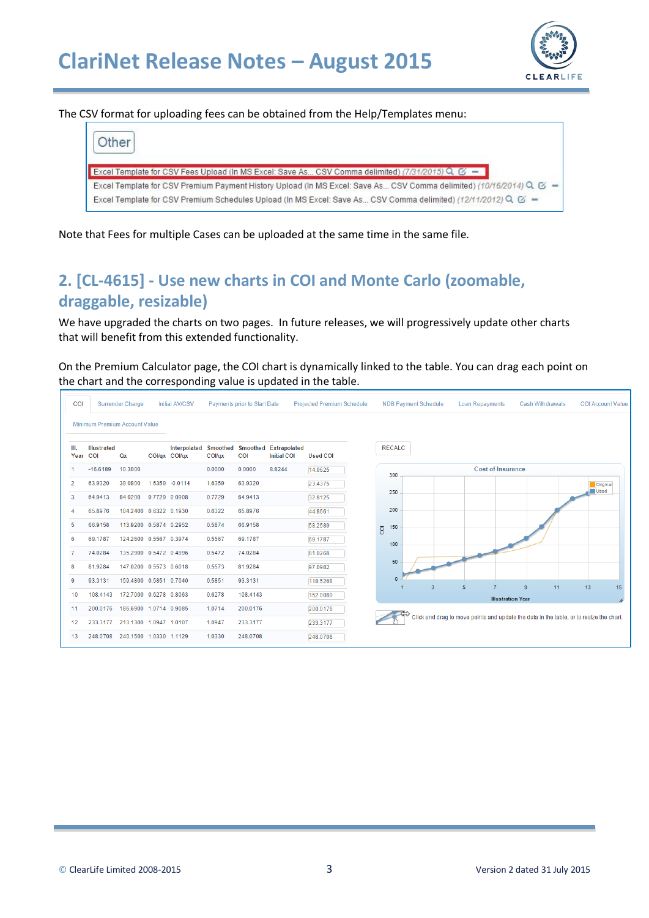The CSV format for uploading fees can be obtained from the Help/Templates menu:

Other

Excel Template for CSV Fees Upload (In MS Excel: Save As... CSV Comma delimited) (7/31/2015)

Excel Template for CSV Premium Payment History Upload (In MS Excel: Save As... CSV Comma delimited) (10/16/2014)

Excel Template for CSV Premium Schedules Upload (In MS Excel: Save As... CSV Comma delimited) (12/11/2012)

Note that Fees for multiple Cases can be uploaded at the same time in the same file.

## 2. [CL-4615] - Use new charts in COI and Monte Carlo (zoomable, draggable, resizable)

We have upgraded the charts on two pages. In future releases, we will progressively update other charts that will benefit from this extended functionality.

On the Premium Calculator page, the COI chart is dynamically linked to the table. You can drag each point on the chart and the corresponding value is updated in the table.

COI | Surrender Charge | Initial AV/CSV | Payments prior to Start Date | Projected Premium Schedule | NDB Payment Schedule | Loan Repayments | Cash Withdrawals | COI Account Value | Minimum Premium Account Value

| Ill. Year | Illustrated COI | Qx | COI/qx | Interpolated COI/qx | Smoothed COI/qx | Smoothed COI | Extrapolated Initial COI | Used COI |
|---|---|---|---|---|---|---|---|---|
| 1 | -16.6189 | 10.3000 | | | 0.0000 | 0.0000 | 8.8244 | 14.0625 |
| 2 | 63.9320 | 39.0800 | 1.6359 | -0.0114 | 1.6359 | 63.9320 | | 23.4375 |
| 3 | 64.9413 | 84.0200 | 0.7729 | 0.0908 | 0.7729 | 64.9413 | | 32.8125 |
| 4 | 65.8976 | 104.2400 | 0.6322 | 0.1930 | 0.6322 | 65.8976 | | 44.8061 |
| 5 | 66.9158 | 113.9200 | 0.5874 | 0.2952 | 0.5874 | 66.9158 | | 58.2589 |
| 6 | 69.1787 | 124.2600 | 0.5567 | 0.3974 | 0.5567 | 69.1787 | | 69.1787 |
| 7 | 74.0284 | 135.2900 | 0.5472 | 0.4996 | 0.5472 | 74.0284 | | 81.0268 |
| 8 | 81.9284 | 147.0200 | 0.5573 | 0.6018 | 0.5573 | 81.9284 | | 97.0982 |
| 9 | 93.3131 | 159.4800 | 0.5851 | 0.7040 | 0.5851 | 93.3131 | | 118.5268 |
| 10 | 108.4143 | 172.7000 | 0.6278 | 0.8063 | 0.6278 | 108.4143 | | 152.0089 |
| 11 | 200.0176 | 186.6900 | 1.0714 | 0.9085 | 1.0714 | 200.0176 | | 200.0176 |
| 12 | 233.3177 | 213.1300 | 1.0947 | 1.0107 | 1.0947 | 233.3177 | | 233.3177 |
| 13 | 248.0708 | 240.1500 | 1.0330 | 1.1129 | 1.0330 | 248.0708 | | 248.0708 |

RECALC

Cost of Insurance

Click and drag to move points and update the data in the table, or to resize the chart.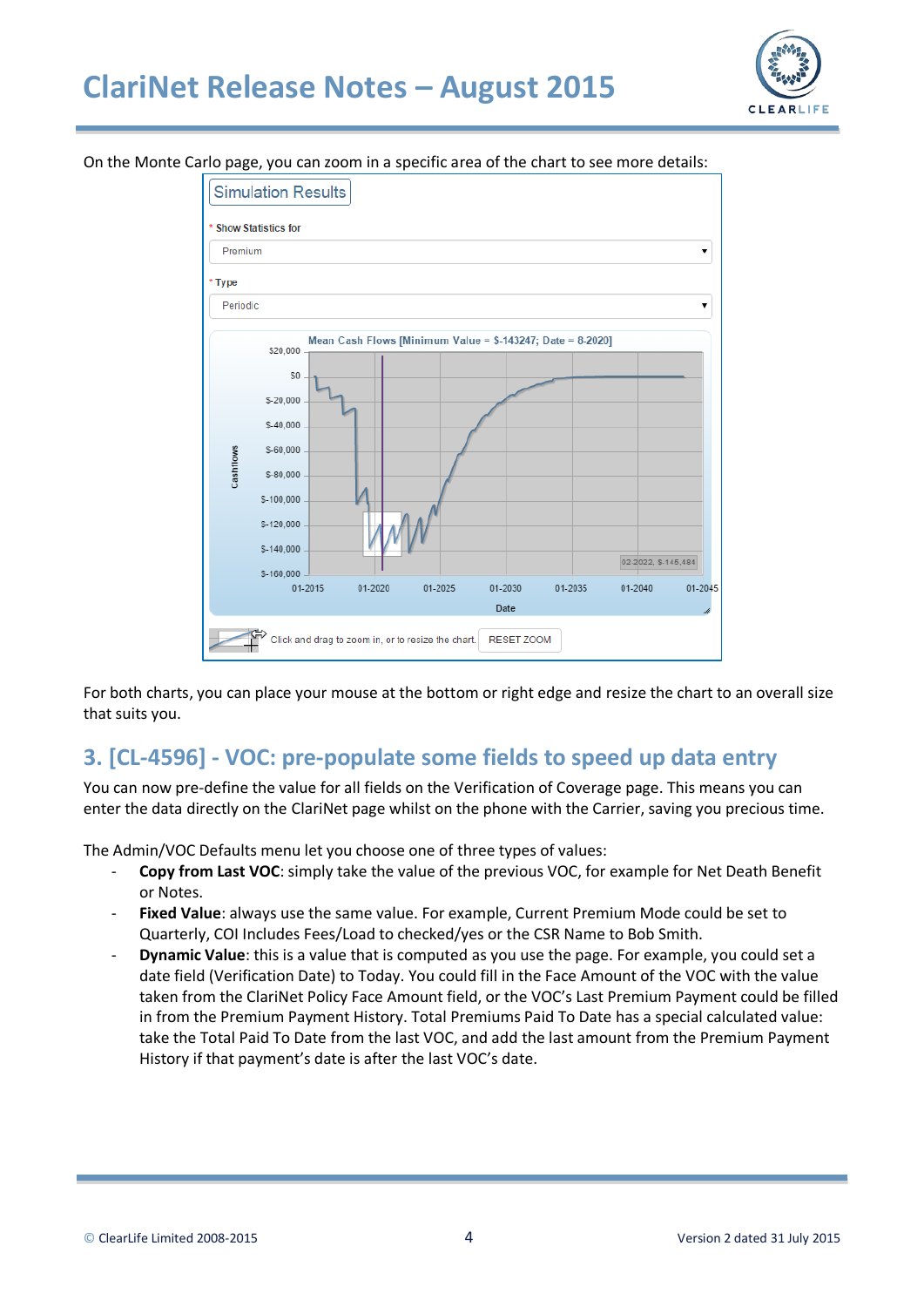On the Monte Carlo page, you can zoom in a specific area of the chart to see more details:

For both charts, you can place your mouse at the bottom or right edge and resize the chart to an overall size that suits you.

## 3. [CL-4596] - VOC: pre-populate some fields to speed up data entry

You can now pre-define the value for all fields on the Verification of Coverage page. This means you can enter the data directly on the ClariNet page whilst on the phone with the Carrier, saving you precious time.

The Admin/VOC Defaults menu let you choose one of three types of values:

- **Copy from Last VOC**: simply take the value of the previous VOC, for example for Net Death Benefit or Notes.
- **Fixed Value**: always use the same value. For example, Current Premium Mode could be set to Quarterly, COI Includes Fees/Load to checked/yes or the CSR Name to Bob Smith.
- **Dynamic Value**: this is a value that is computed as you use the page. For example, you could set a date field (Verification Date) to Today. You could fill in the Face Amount of the VOC with the value taken from the ClariNet Policy Face Amount field, or the VOC's Last Premium Payment could be filled in from the Premium Payment History. Total Premiums Paid To Date has a special calculated value: take the Total Paid To Date from the last VOC, and add the last amount from the Premium Payment History if that payment's date is after the last VOC's date.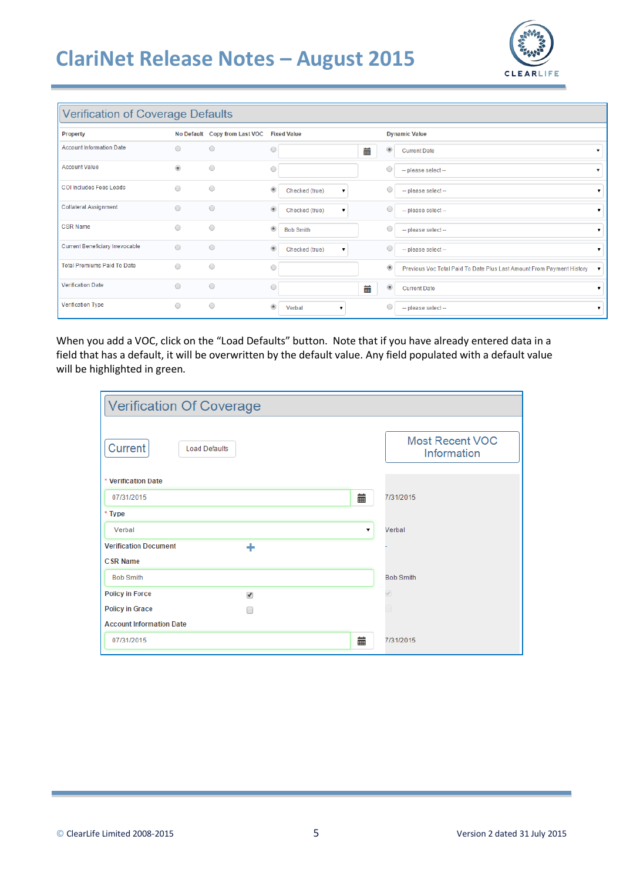## Verification of Coverage Defaults

| Property | No Default | Copy from Last VOC | Fixed Value | Dynamic Value |
|---|---|---|---|---|
| Account Information Date | | | | Current Date |
| Account Value | ◉ | | | -- please select -- |
| COI Includes Fees Loads | | | Checked (true) | -- please select -- |
| Collateral Assignment | | | Checked (true) | -- please select -- |
| CSR Name | | | Bob Smith | -- please select -- |
| Current Beneficiary Irrevocable | | | Checked (true) | -- please select -- |
| Total Premiums Paid To Date | | | | Previous Voc Total Paid To Date Plus Last Amount From Payment History |
| Verification Date | | | | Current Date |
| Verification Type | | | Verbal | -- please select -- |

When you add a VOC, click on the "Load Defaults" button. Note that if you have already entered data in a field that has a default, it will be overwritten by the default value. Any field populated with a default value will be highlighted in green.

## Verification Of Coverage

Current | Load Defaults | Most Recent VOC Information

| Field | Current | Most Recent VOC Information |
|---|---|---|
| * Verification Date | 07/31/2015 | 7/31/2015 |
| * Type | Verbal | Verbal |
| Verification Document | + | - |
| CSR Name | Bob Smith | Bob Smith |
| Policy in Force | ☑ | ☑ |
| Policy in Grace | ☐ | ☐ |
| Account Information Date | 07/31/2015 | 7/31/2015 |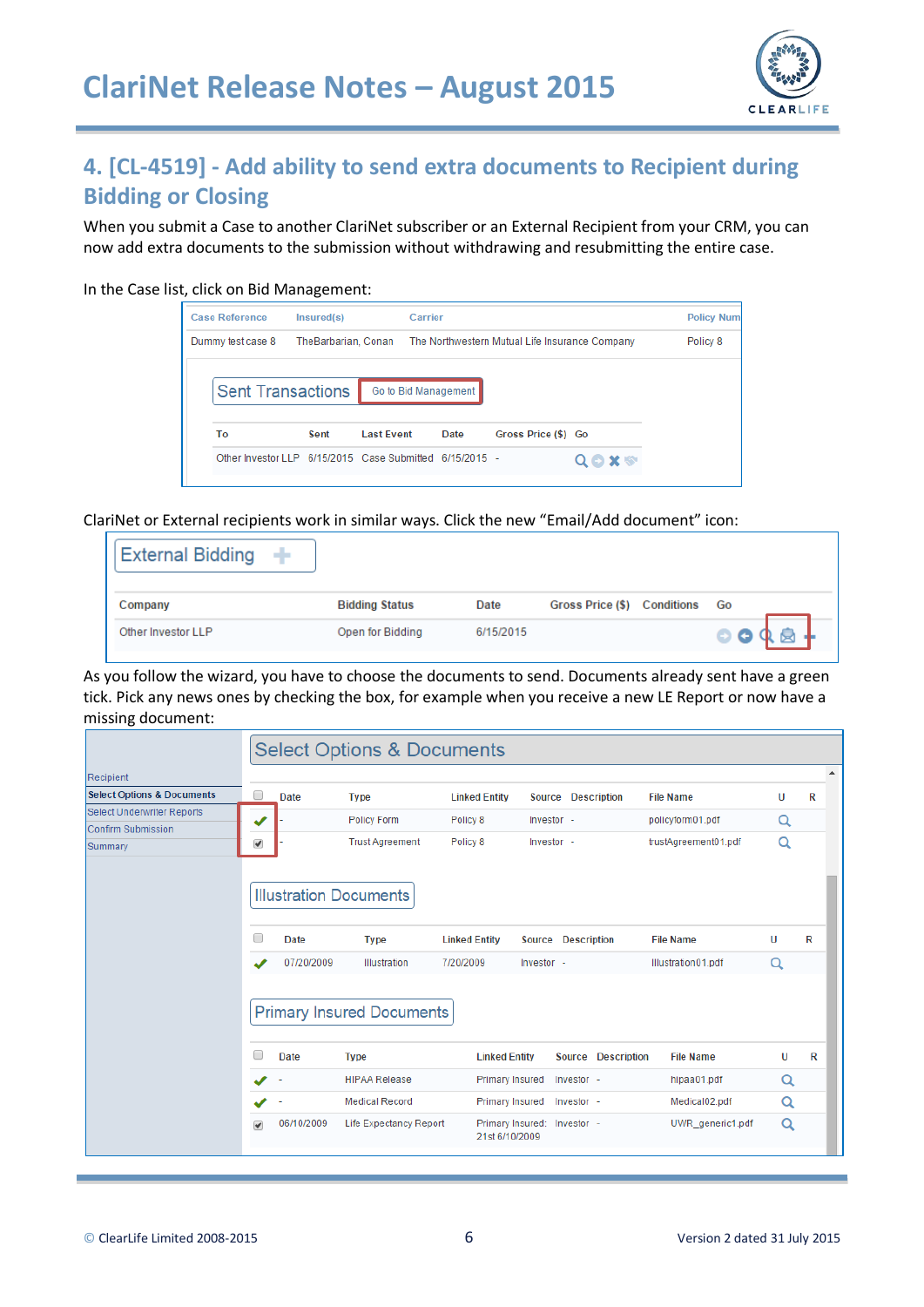## 4. [CL-4519] - Add ability to send extra documents to Recipient during Bidding or Closing

When you submit a Case to another ClariNet subscriber or an External Recipient from your CRM, you can now add extra documents to the submission without withdrawing and resubmitting the entire case.

In the Case list, click on Bid Management:

| Case Reference | Insured(s) | Carrier | Policy Num |
|---|---|---|---|
| Dummy test case 8 | TheBarbarian, Conan | The Northwestern Mutual Life Insurance Company | Policy 8 |

Sent Transactions | Go to Bid Management

| To | Sent | Last Event | Date | Gross Price ($) | Go |
|---|---|---|---|---|---|
| Other Investor LLP | 6/15/2015 | Case Submitted | 6/15/2015 | - | |

ClariNet or External recipients work in similar ways. Click the new "Email/Add document" icon:

External Bidding

| Company | Bidding Status | Date | Gross Price ($) | Conditions | Go |
|---|---|---|---|---|---|
| Other Investor LLP | Open for Bidding | 6/15/2015 | | | |

As you follow the wizard, you have to choose the documents to send. Documents already sent have a green tick. Pick any news ones by checking the box, for example when you receive a new LE Report or now have a missing document:

- Recipient
- Select Options & Documents
- Select Underwriter Reports
- Confirm Submission
- Summary

Select Options & Documents

| | Date | Type | Linked Entity | Source | Description | File Name | U | R |
|---|---|---|---|---|---|---|---|---|
| ✔ | - | Policy Form | Policy 8 | Investor | - | policyform01.pdf | | |
| ☑ | - | Trust Agreement | Policy 8 | Investor | - | trustAgreement01.pdf | | |

Illustration Documents

| | Date | Type | Linked Entity | Source | Description | File Name | U | R |
|---|---|---|---|---|---|---|---|---|
| ✔ | 07/20/2009 | Illustration | 7/20/2009 | Investor | - | Illustration01.pdf | | |

Primary Insured Documents

| | Date | Type | Linked Entity | Source | Description | File Name | U | R |
|---|---|---|---|---|---|---|---|---|
| ✔ | - | HIPAA Release | Primary Insured | Investor | - | hipaa01.pdf | | |
| ✔ | - | Medical Record | Primary Insured | Investor | - | Medical02.pdf | | |
| ☑ | 06/10/2009 | Life Expectancy Report | Primary Insured: 21st 6/10/2009 | Investor | - | UWR_generic1.pdf | | |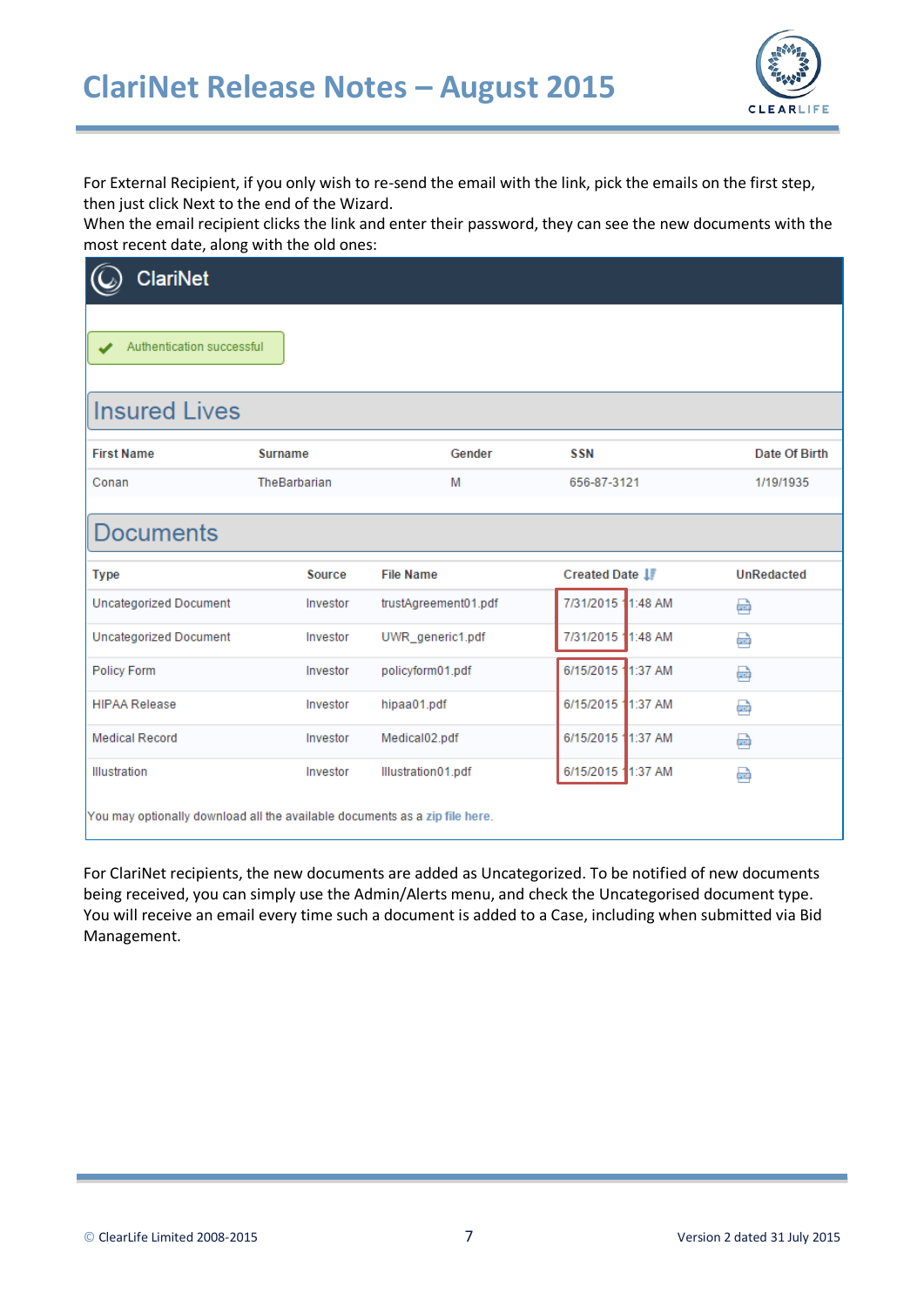For External Recipient, if you only wish to re-send the email with the link, pick the emails on the first step, then just click Next to the end of the Wizard.
When the email recipient clicks the link and enter their password, they can see the new documents with the most recent date, along with the old ones:

ClariNet

Authentication successful

## Insured Lives

| First Name | Surname | Gender | SSN | Date Of Birth |
|---|---|---|---|---|
| Conan | TheBarbarian | M | 656-87-3121 | 1/19/1935 |

## Documents

| Type | Source | File Name | Created Date | UnRedacted |
|---|---|---|---|---|
| Uncategorized Document | Investor | trustAgreement01.pdf | 7/31/2015 11:48 AM | |
| Uncategorized Document | Investor | UWR_generic1.pdf | 7/31/2015 11:48 AM | |
| Policy Form | Investor | policyform01.pdf | 6/15/2015 11:37 AM | |
| HIPAA Release | Investor | hipaa01.pdf | 6/15/2015 11:37 AM | |
| Medical Record | Investor | Medical02.pdf | 6/15/2015 11:37 AM | |
| Illustration | Investor | Illustration01.pdf | 6/15/2015 11:37 AM | |

You may optionally download all the available documents as a zip file here.

For ClariNet recipients, the new documents are added as Uncategorized. To be notified of new documents being received, you can simply use the Admin/Alerts menu, and check the Uncategorised document type. You will receive an email every time such a document is added to a Case, including when submitted via Bid Management.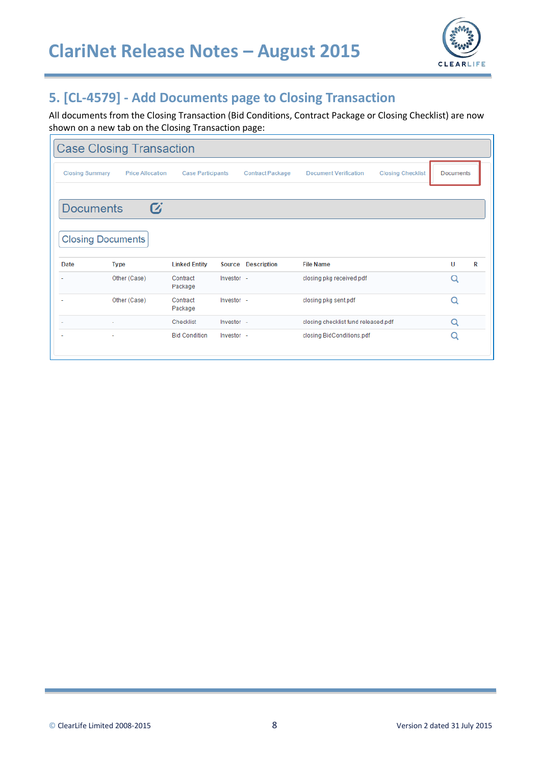## 5. [CL-4579] - Add Documents page to Closing Transaction

All documents from the Closing Transaction (Bid Conditions, Contract Package or Closing Checklist) are now shown on a new tab on the Closing Transaction page:

Case Closing Transaction

Closing Summary | Price Allocation | Case Participants | Contract Package | Document Verification | Closing Checklist | Documents

Documents

Closing Documents

| Date | Type | Linked Entity | Source | Description | File Name | U | R |
|---|---|---|---|---|---|---|---|
| - | Other (Case) | Contract Package | Investor | - | closing pkg received.pdf | | |
| - | Other (Case) | Contract Package | Investor | - | closing pkg sent.pdf | | |
| - | - | Checklist | Investor | - | closing checklist fund released.pdf | | |
| - | - | Bid Condition | Investor | - | closing BidConditions.pdf | | |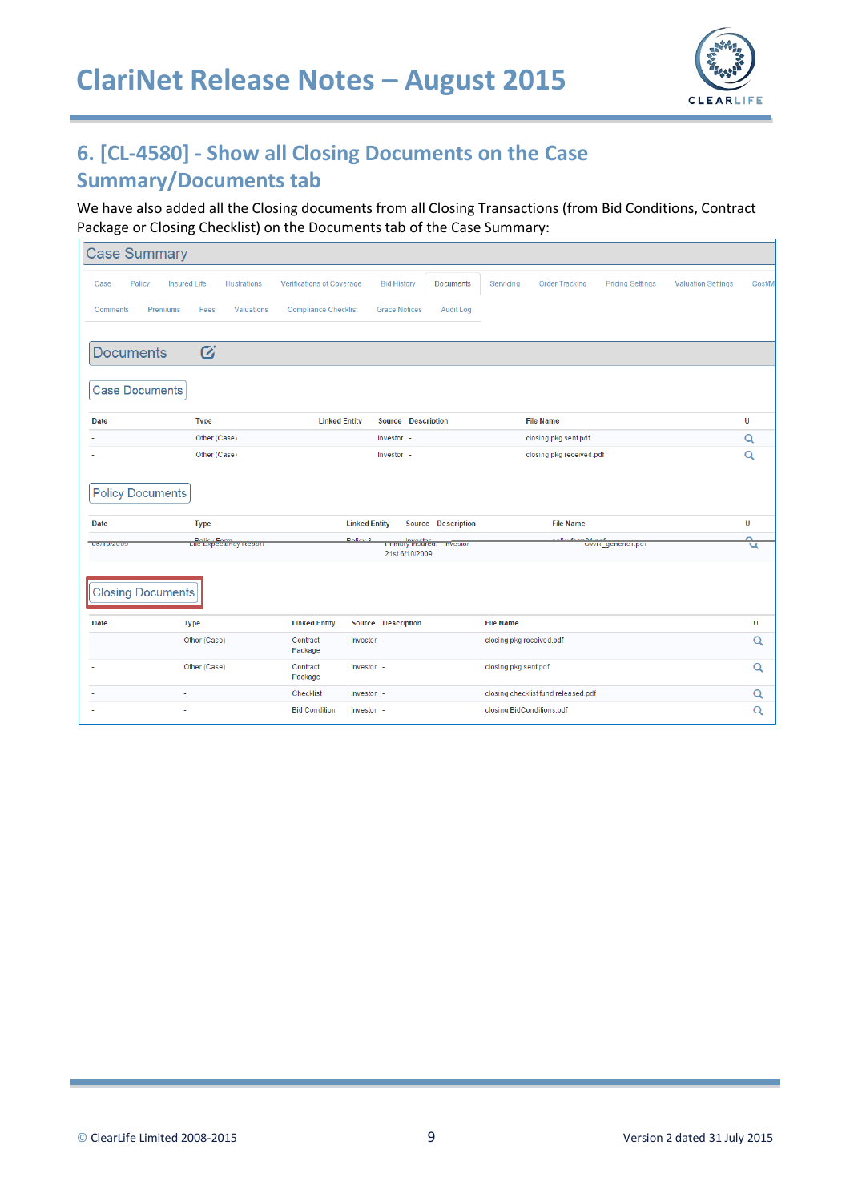## 6. [CL-4580] - Show all Closing Documents on the Case Summary/Documents tab

We have also added all the Closing documents from all Closing Transactions (from Bid Conditions, Contract Package or Closing Checklist) on the Documents tab of the Case Summary:

Case Summary

Case | Policy | Insured Life | Illustrations | Verifications of Coverage | Bid History | Documents | Servicing | Order Tracking | Pricing Settings | Valuation Settings | Cost/M
Comments | Premiums | Fees | Valuations | Compliance Checklist | Grace Notices | Audit Log

Documents

Case Documents

| Date | Type | Linked Entity | Source | Description | File Name | U |
|---|---|---|---|---|---|---|
| - | Other (Case) | | Investor | - | closing pkg sent.pdf | |
| - | Other (Case) | | Investor | - | closing pkg received.pdf | |

Policy Documents

| Date | Type | Linked Entity | Source | Description | File Name | U |
|---|---|---|---|---|---|---|
| 06/10/2009 | Life Expectancy Report | Primary Insured 21st 6/10/2009 | Investor | - | UWR_generic1.pdf | |

Closing Documents

| Date | Type | Linked Entity | Source | Description | File Name | U |
|---|---|---|---|---|---|---|
| - | Other (Case) | Contract Package | Investor | - | closing pkg received.pdf | |
| - | Other (Case) | Contract Package | Investor | - | closing pkg sent.pdf | |
| - | - | Checklist | Investor | - | closing checklist fund released.pdf | |
| - | - | Bid Condition | Investor | - | closing BidConditions.pdf | |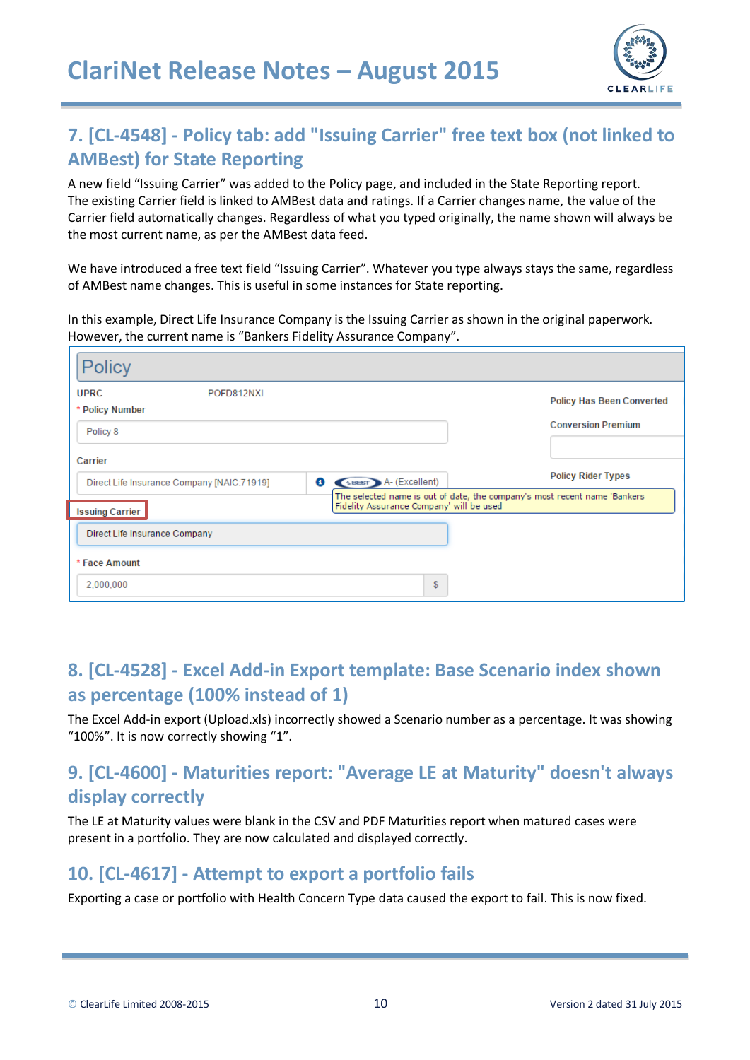## 7. [CL-4548] - Policy tab: add "Issuing Carrier" free text box (not linked to AMBest) for State Reporting

A new field "Issuing Carrier" was added to the Policy page, and included in the State Reporting report. The existing Carrier field is linked to AMBest data and ratings. If a Carrier changes name, the value of the Carrier field automatically changes. Regardless of what you typed originally, the name shown will always be the most current name, as per the AMBest data feed.

We have introduced a free text field "Issuing Carrier". Whatever you type always stays the same, regardless of AMBest name changes. This is useful in some instances for State reporting.

In this example, Direct Life Insurance Company is the Issuing Carrier as shown in the original paperwork. However, the current name is "Bankers Fidelity Assurance Company".

Policy

UPRC POFD812NXI

\* Policy Number: Policy 8

Carrier: Direct Life Insurance Company [NAIC:71919] — A- (Excellent)

The selected name is out of date, the company's most recent name 'Bankers Fidelity Assurance Company' will be used

Issuing Carrier: Direct Life Insurance Company

\* Face Amount: 2,000,000 $

Policy Has Been Converted

Conversion Premium

Policy Rider Types

## 8. [CL-4528] - Excel Add-in Export template: Base Scenario index shown as percentage (100% instead of 1)

The Excel Add-in export (Upload.xls) incorrectly showed a Scenario number as a percentage. It was showing "100%". It is now correctly showing "1".

## 9. [CL-4600] - Maturities report: "Average LE at Maturity" doesn't always display correctly

The LE at Maturity values were blank in the CSV and PDF Maturities report when matured cases were present in a portfolio. They are now calculated and displayed correctly.

## 10. [CL-4617] - Attempt to export a portfolio fails

Exporting a case or portfolio with Health Concern Type data caused the export to fail. This is now fixed.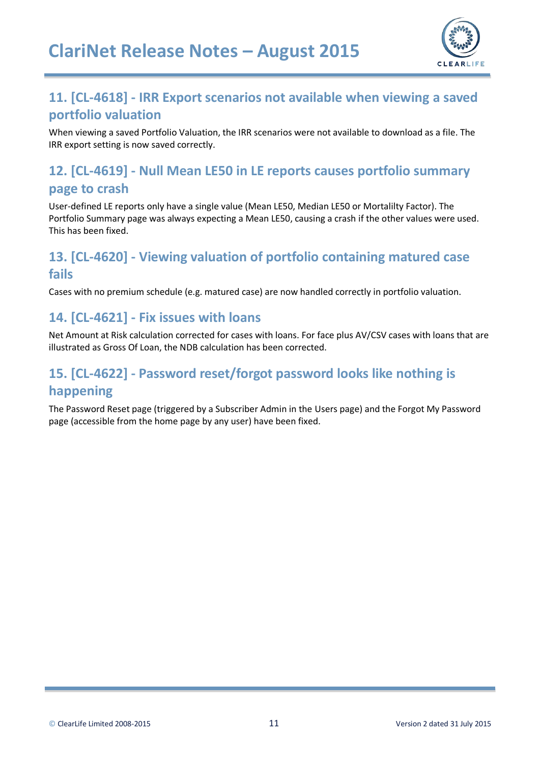## 11. [CL-4618] - IRR Export scenarios not available when viewing a saved portfolio valuation

When viewing a saved Portfolio Valuation, the IRR scenarios were not available to download as a file. The IRR export setting is now saved correctly.

## 12. [CL-4619] - Null Mean LE50 in LE reports causes portfolio summary page to crash

User-defined LE reports only have a single value (Mean LE50, Median LE50 or Mortalilty Factor). The Portfolio Summary page was always expecting a Mean LE50, causing a crash if the other values were used. This has been fixed.

## 13. [CL-4620] - Viewing valuation of portfolio containing matured case fails

Cases with no premium schedule (e.g. matured case) are now handled correctly in portfolio valuation.

## 14. [CL-4621] - Fix issues with loans

Net Amount at Risk calculation corrected for cases with loans. For face plus AV/CSV cases with loans that are illustrated as Gross Of Loan, the NDB calculation has been corrected.

## 15. [CL-4622] - Password reset/forgot password looks like nothing is happening

The Password Reset page (triggered by a Subscriber Admin in the Users page) and the Forgot My Password page (accessible from the home page by any user) have been fixed.